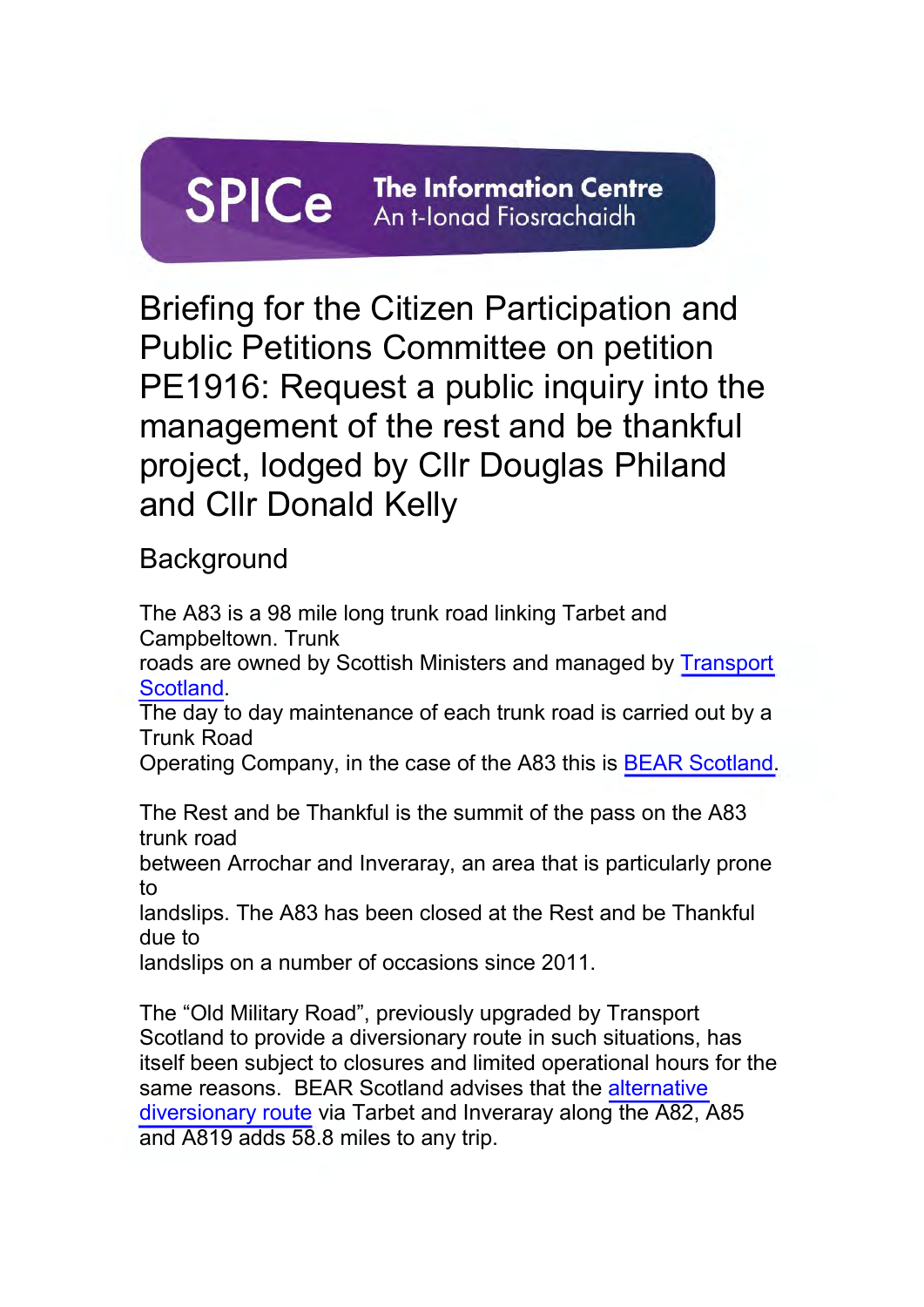SPICe The Information Centre
An t-Ionad Fiosrachaidh

# Briefing for the Citizen Participation and Public Petitions Committee on petition PE1916: Request a public inquiry into the management of the rest and be thankful project, lodged by Cllr Douglas Philand and Cllr Donald Kelly

## Background

The A83 is a 98 mile long trunk road linking Tarbet and Campbeltown. Trunk roads are owned by Scottish Ministers and managed by Transport Scotland. The day to day maintenance of each trunk road is carried out by a Trunk Road Operating Company, in the case of the A83 this is BEAR Scotland.

The Rest and be Thankful is the summit of the pass on the A83 trunk road between Arrochar and Inveraray, an area that is particularly prone to landslips. The A83 has been closed at the Rest and be Thankful due to landslips on a number of occasions since 2011.

The "Old Military Road", previously upgraded by Transport Scotland to provide a diversionary route in such situations, has itself been subject to closures and limited operational hours for the same reasons. BEAR Scotland advises that the alternative diversionary route via Tarbet and Inveraray along the A82, A85 and A819 adds 58.8 miles to any trip.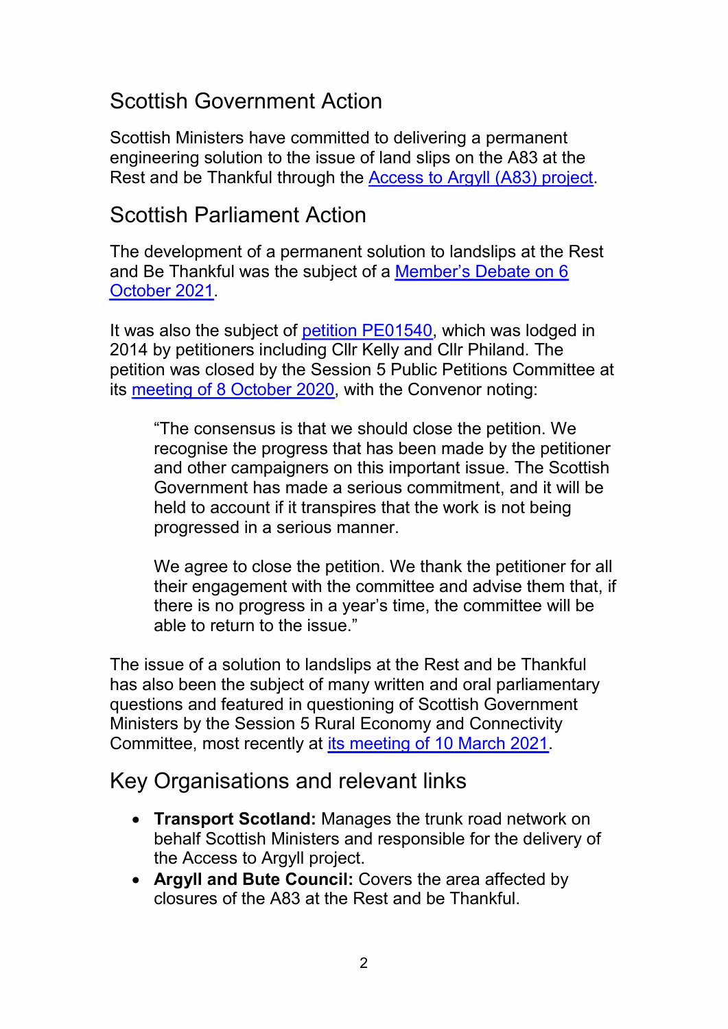## Scottish Government Action

Scottish Ministers have committed to delivering a permanent engineering solution to the issue of land slips on the A83 at the Rest and be Thankful through the [Access to Argyll (A83) project](#).

## Scottish Parliament Action

The development of a permanent solution to landslips at the Rest and Be Thankful was the subject of a [Member's Debate on 6 October 2021](#).

It was also the subject of [petition PE01540](#), which was lodged in 2014 by petitioners including Cllr Kelly and Cllr Philand. The petition was closed by the Session 5 Public Petitions Committee at its [meeting of 8 October 2020](#), with the Convenor noting:

> "The consensus is that we should close the petition. We recognise the progress that has been made by the petitioner and other campaigners on this important issue. The Scottish Government has made a serious commitment, and it will be held to account if it transpires that the work is not being progressed in a serious manner.
>
> We agree to close the petition. We thank the petitioner for all their engagement with the committee and advise them that, if there is no progress in a year's time, the committee will be able to return to the issue."

The issue of a solution to landslips at the Rest and be Thankful has also been the subject of many written and oral parliamentary questions and featured in questioning of Scottish Government Ministers by the Session 5 Rural Economy and Connectivity Committee, most recently at [its meeting of 10 March 2021](#).

## Key Organisations and relevant links

- **Transport Scotland:** Manages the trunk road network on behalf Scottish Ministers and responsible for the delivery of the Access to Argyll project.
- **Argyll and Bute Council:** Covers the area affected by closures of the A83 at the Rest and be Thankful.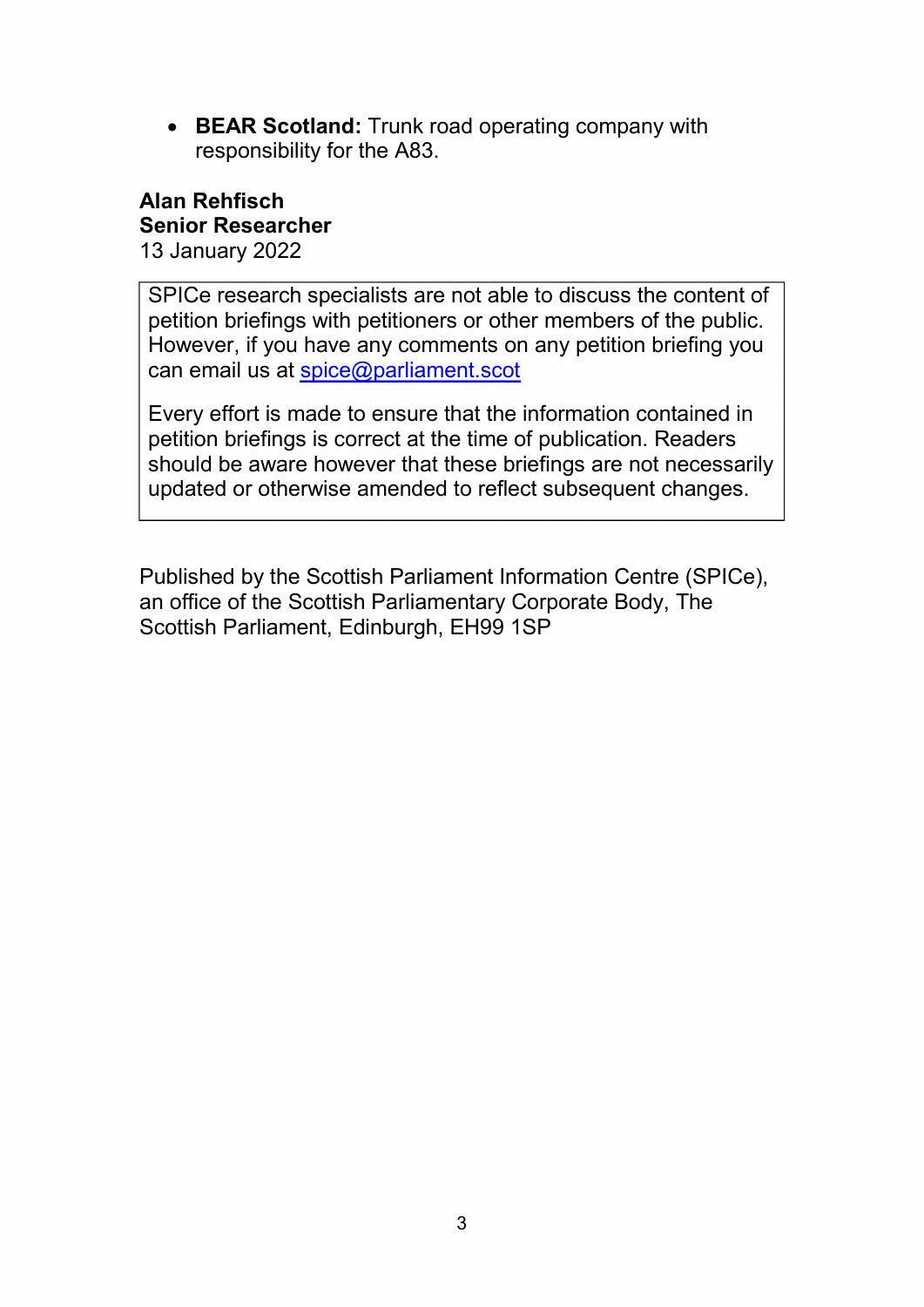- **BEAR Scotland:** Trunk road operating company with responsibility for the A83.

**Alan Rehfisch**
**Senior Researcher**
13 January 2022

SPICe research specialists are not able to discuss the content of petition briefings with petitioners or other members of the public. However, if you have any comments on any petition briefing you can email us at spice@parliament.scot

Every effort is made to ensure that the information contained in petition briefings is correct at the time of publication. Readers should be aware however that these briefings are not necessarily updated or otherwise amended to reflect subsequent changes.

Published by the Scottish Parliament Information Centre (SPICe), an office of the Scottish Parliamentary Corporate Body, The Scottish Parliament, Edinburgh, EH99 1SP